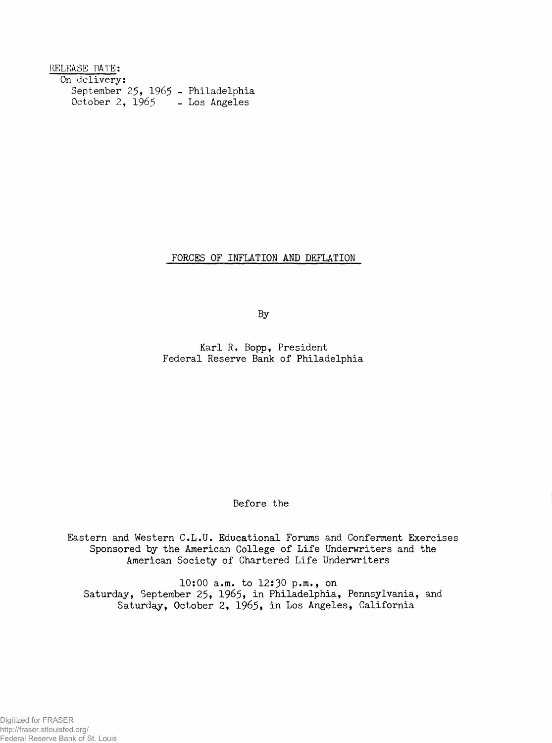RELEASE DATE:
On delivery:
September 25, 1965 - Philadelphia
October 2, 1965 - Los Angeles

# FORCES OF INFLATION AND DEFLATION

By

Karl R. Bopp, President
Federal Reserve Bank of Philadelphia

Before the

Eastern and Western C.L.U. Educational Forums and Conferment Exercises
Sponsored by the American College of Life Underwriters and the
American Society of Chartered Life Underwriters

10:00 a.m. to 12:30 p.m., on
Saturday, September 25, 1965, in Philadelphia, Pennsylvania, and
Saturday, October 2, 1965, in Los Angeles, California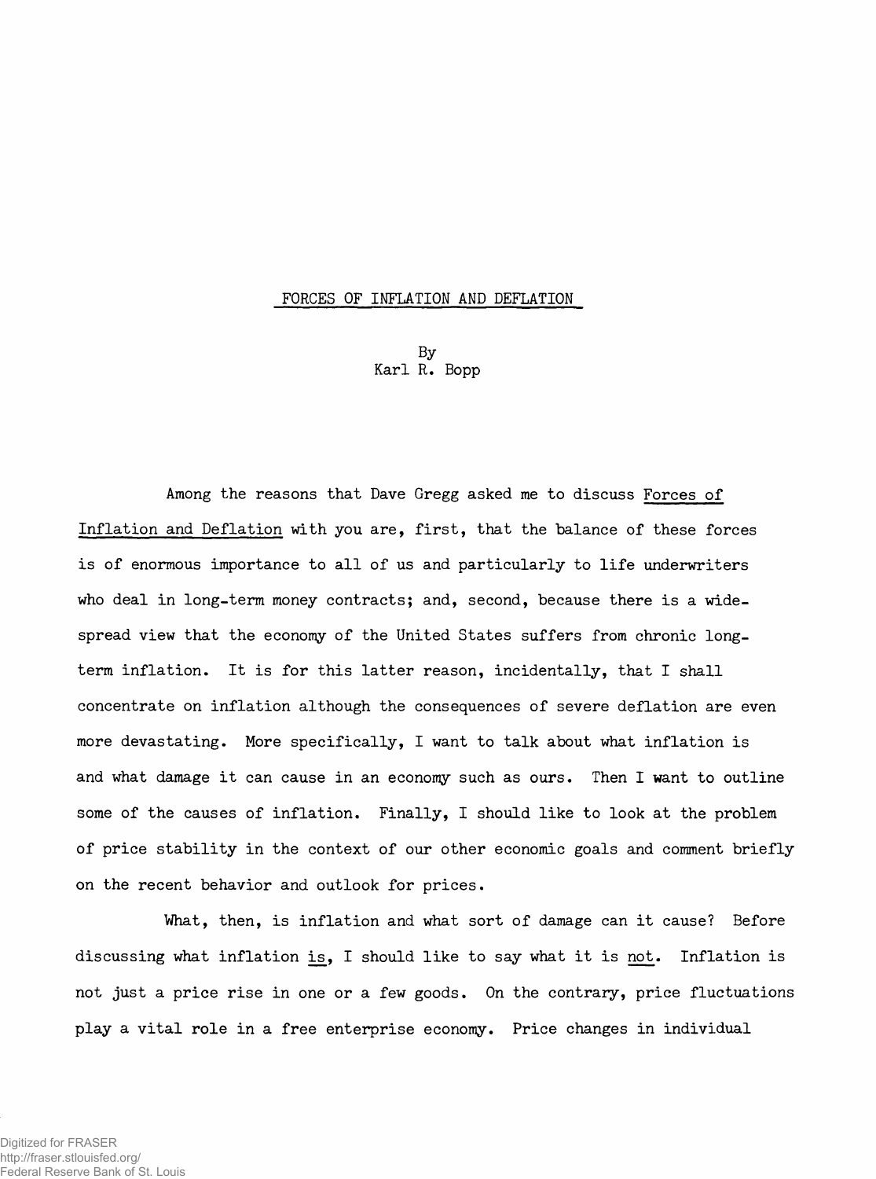# FORCES OF INFLATION AND DEFLATION

By
Karl R. Bopp

Among the reasons that Dave Gregg asked me to discuss Forces of Inflation and Deflation with you are, first, that the balance of these forces is of enormous importance to all of us and particularly to life underwriters who deal in long-term money contracts; and, second, because there is a widespread view that the economy of the United States suffers from chronic long-term inflation. It is for this latter reason, incidentally, that I shall concentrate on inflation although the consequences of severe deflation are even more devastating. More specifically, I want to talk about what inflation is and what damage it can cause in an economy such as ours. Then I want to outline some of the causes of inflation. Finally, I should like to look at the problem of price stability in the context of our other economic goals and comment briefly on the recent behavior and outlook for prices.

What, then, is inflation and what sort of damage can it cause? Before discussing what inflation *is*, I should like to say what it is *not*. Inflation is not just a price rise in one or a few goods. On the contrary, price fluctuations play a vital role in a free enterprise economy. Price changes in individual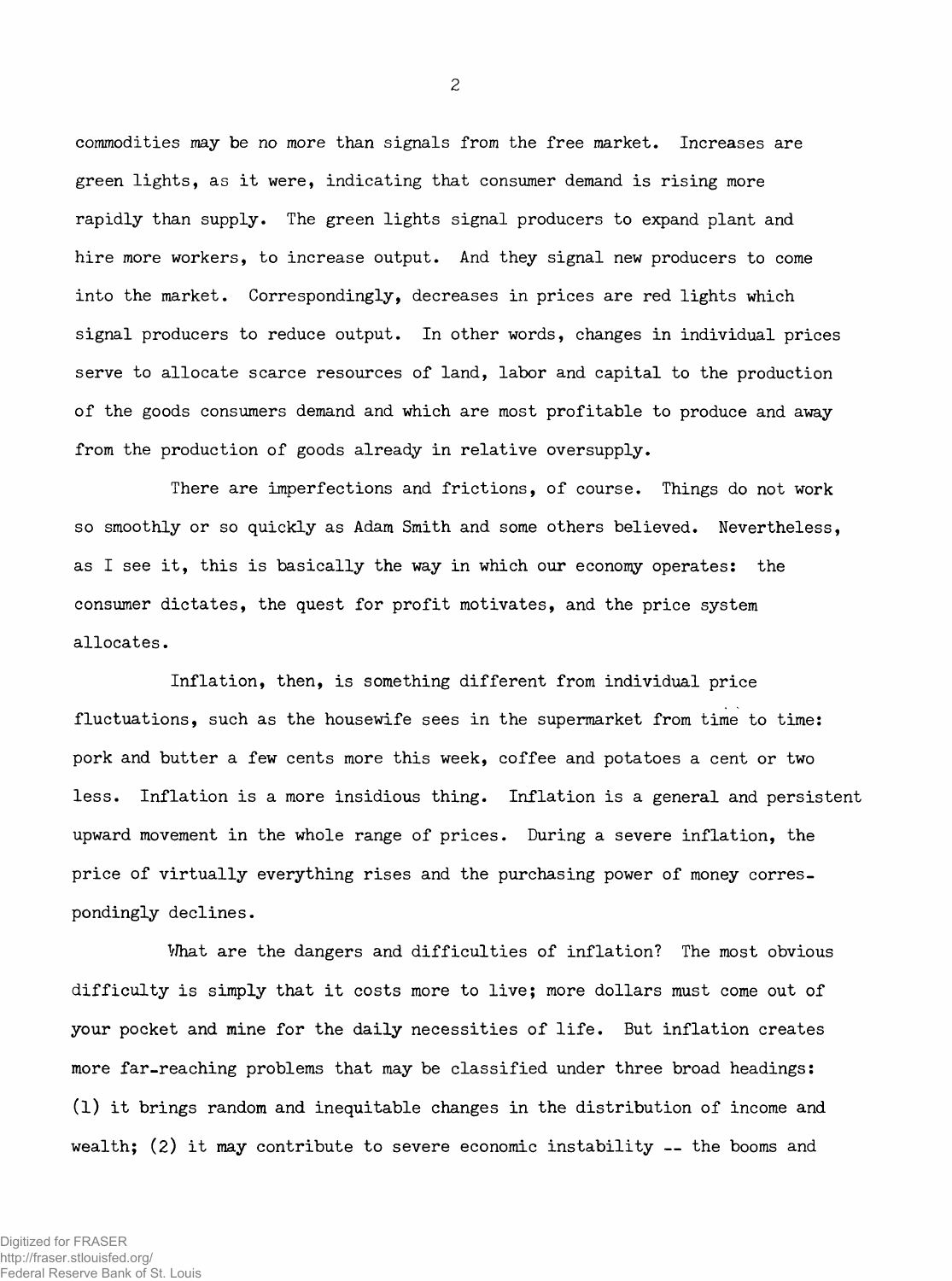commodities may be no more than signals from the free market. Increases are green lights, as it were, indicating that consumer demand is rising more rapidly than supply. The green lights signal producers to expand plant and hire more workers, to increase output. And they signal new producers to come into the market. Correspondingly, decreases in prices are red lights which signal producers to reduce output. In other words, changes in individual prices serve to allocate scarce resources of land, labor and capital to the production of the goods consumers demand and which are most profitable to produce and away from the production of goods already in relative oversupply.

There are imperfections and frictions, of course. Things do not work so smoothly or so quickly as Adam Smith and some others believed. Nevertheless, as I see it, this is basically the way in which our economy operates: the consumer dictates, the quest for profit motivates, and the price system allocates.

Inflation, then, is something different from individual price fluctuations, such as the housewife sees in the supermarket from time to time: pork and butter a few cents more this week, coffee and potatoes a cent or two less. Inflation is a more insidious thing. Inflation is a general and persistent upward movement in the whole range of prices. During a severe inflation, the price of virtually everything rises and the purchasing power of money correspondingly declines.

What are the dangers and difficulties of inflation? The most obvious difficulty is simply that it costs more to live; more dollars must come out of your pocket and mine for the daily necessities of life. But inflation creates more far-reaching problems that may be classified under three broad headings: (1) it brings random and inequitable changes in the distribution of income and wealth; (2) it may contribute to severe economic instability -- the booms and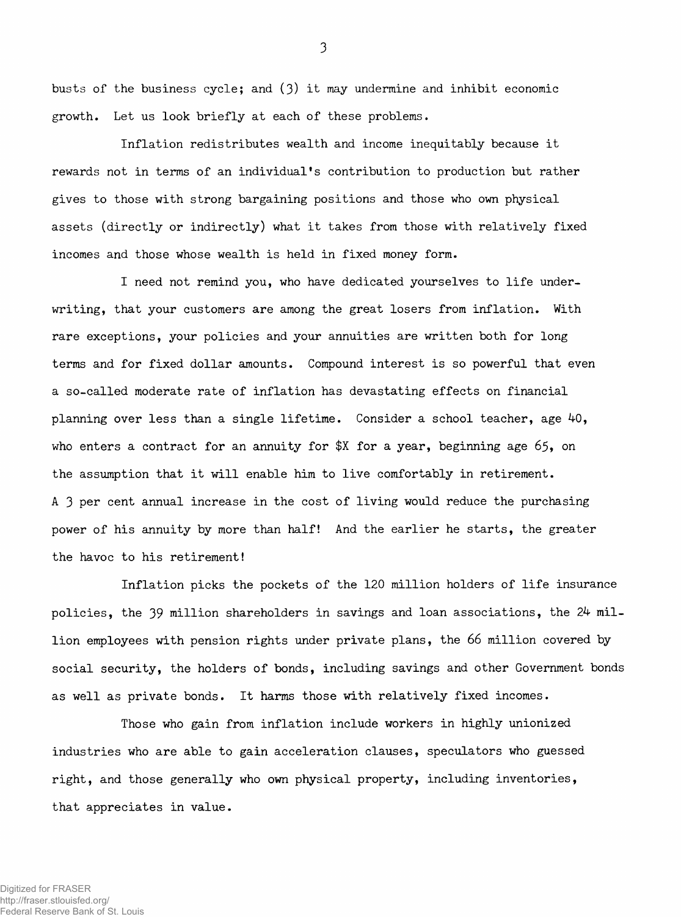busts of the business cycle; and (3) it may undermine and inhibit economic growth. Let us look briefly at each of these problems.

Inflation redistributes wealth and income inequitably because it rewards not in terms of an individual's contribution to production but rather gives to those with strong bargaining positions and those who own physical assets (directly or indirectly) what it takes from those with relatively fixed incomes and those whose wealth is held in fixed money form.

I need not remind you, who have dedicated yourselves to life underwriting, that your customers are among the great losers from inflation. With rare exceptions, your policies and your annuities are written both for long terms and for fixed dollar amounts. Compound interest is so powerful that even a so-called moderate rate of inflation has devastating effects on financial planning over less than a single lifetime. Consider a school teacher, age 40, who enters a contract for an annuity for $X for a year, beginning age 65, on the assumption that it will enable him to live comfortably in retirement. A 3 per cent annual increase in the cost of living would reduce the purchasing power of his annuity by more than half! And the earlier he starts, the greater the havoc to his retirement!

Inflation picks the pockets of the 120 million holders of life insurance policies, the 39 million shareholders in savings and loan associations, the 24 million employees with pension rights under private plans, the 66 million covered by social security, the holders of bonds, including savings and other Government bonds as well as private bonds. It harms those with relatively fixed incomes.

Those who gain from inflation include workers in highly unionized industries who are able to gain acceleration clauses, speculators who guessed right, and those generally who own physical property, including inventories, that appreciates in value.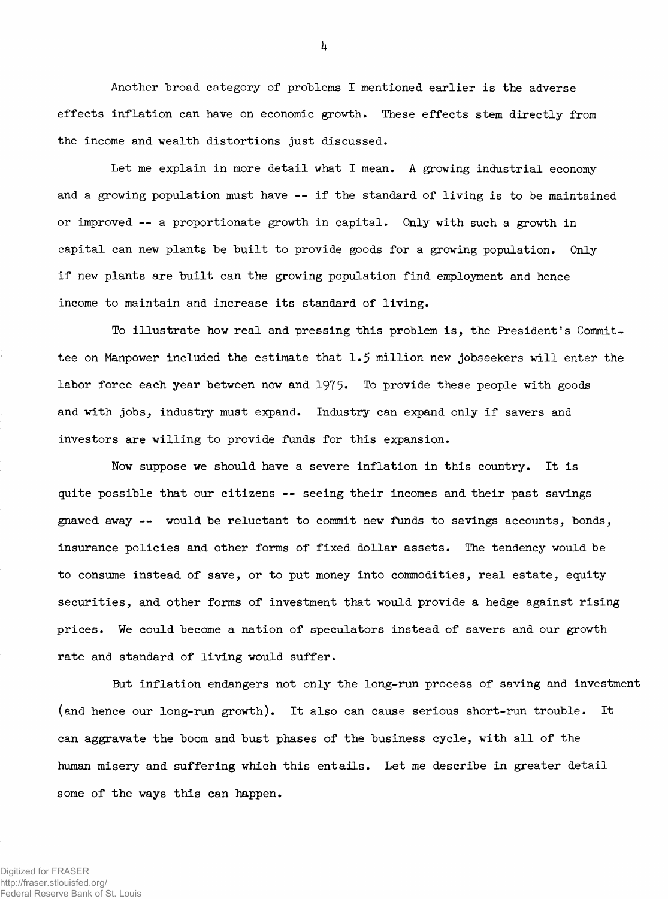Another broad category of problems I mentioned earlier is the adverse effects inflation can have on economic growth. These effects stem directly from the income and wealth distortions just discussed.

Let me explain in more detail what I mean. A growing industrial economy and a growing population must have -- if the standard of living is to be maintained or improved -- a proportionate growth in capital. Only with such a growth in capital can new plants be built to provide goods for a growing population. Only if new plants are built can the growing population find employment and hence income to maintain and increase its standard of living.

To illustrate how real and pressing this problem is, the President's Committee on Manpower included the estimate that 1.5 million new jobseekers will enter the labor force each year between now and 1975. To provide these people with goods and with jobs, industry must expand. Industry can expand only if savers and investors are willing to provide funds for this expansion.

Now suppose we should have a severe inflation in this country. It is quite possible that our citizens -- seeing their incomes and their past savings gnawed away -- would be reluctant to commit new funds to savings accounts, bonds, insurance policies and other forms of fixed dollar assets. The tendency would be to consume instead of save, or to put money into commodities, real estate, equity securities, and other forms of investment that would provide a hedge against rising prices. We could become a nation of speculators instead of savers and our growth rate and standard of living would suffer.

But inflation endangers not only the long-run process of saving and investment (and hence our long-run growth). It also can cause serious short-run trouble. It can aggravate the boom and bust phases of the business cycle, with all of the human misery and suffering which this entails. Let me describe in greater detail some of the ways this can happen.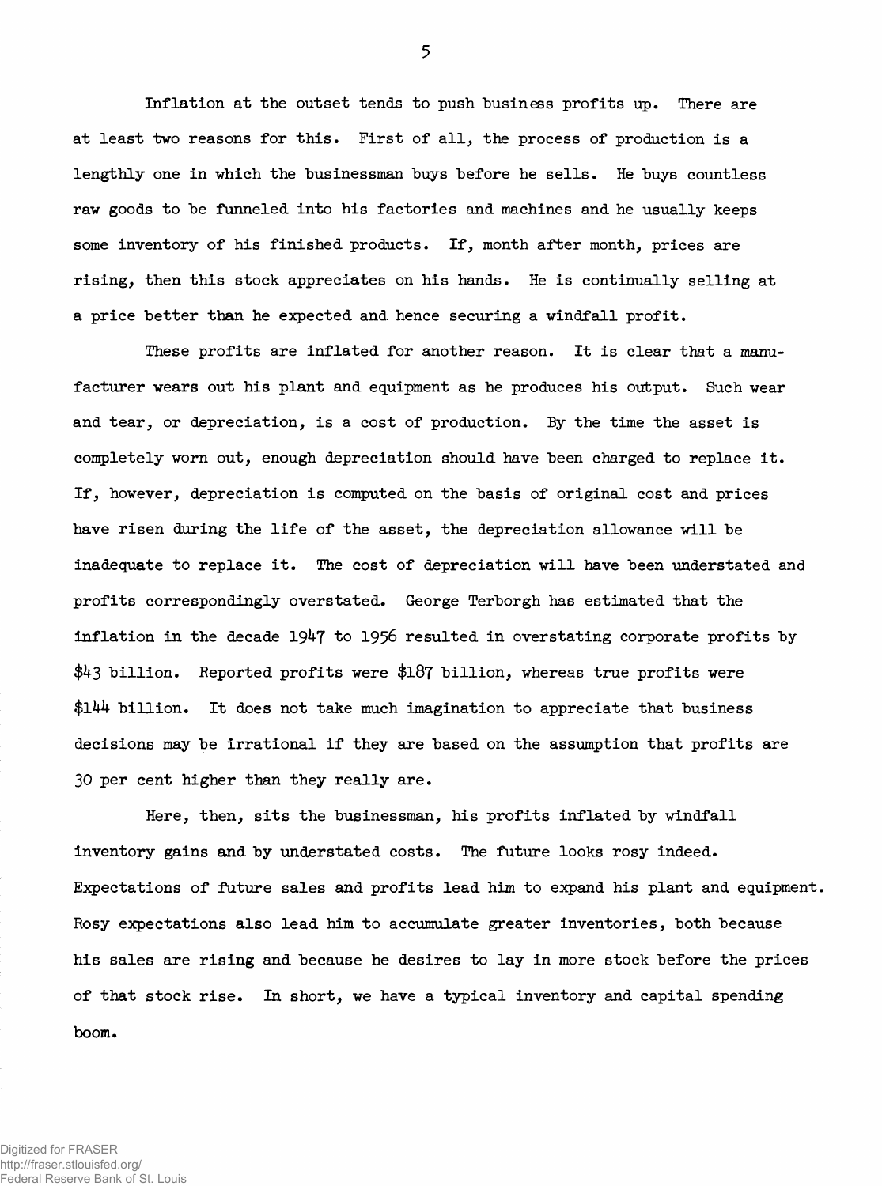Inflation at the outset tends to push business profits up. There are at least two reasons for this. First of all, the process of production is a lengthly one in which the businessman buys before he sells. He buys countless raw goods to be funneled into his factories and machines and he usually keeps some inventory of his finished products. If, month after month, prices are rising, then this stock appreciates on his hands. He is continually selling at a price better than he expected and hence securing a windfall profit.

These profits are inflated for another reason. It is clear that a manufacturer wears out his plant and equipment as he produces his output. Such wear and tear, or depreciation, is a cost of production. By the time the asset is completely worn out, enough depreciation should have been charged to replace it. If, however, depreciation is computed on the basis of original cost and prices have risen during the life of the asset, the depreciation allowance will be inadequate to replace it. The cost of depreciation will have been understated and profits correspondingly overstated. George Terborgh has estimated that the inflation in the decade 1947 to 1956 resulted in overstating corporate profits by $43 billion. Reported profits were $187 billion, whereas true profits were $144 billion. It does not take much imagination to appreciate that business decisions may be irrational if they are based on the assumption that profits are 30 per cent higher than they really are.

Here, then, sits the businessman, his profits inflated by windfall inventory gains and by understated costs. The future looks rosy indeed. Expectations of future sales and profits lead him to expand his plant and equipment. Rosy expectations also lead him to accumulate greater inventories, both because his sales are rising and because he desires to lay in more stock before the prices of that stock rise. In short, we have a typical inventory and capital spending boom.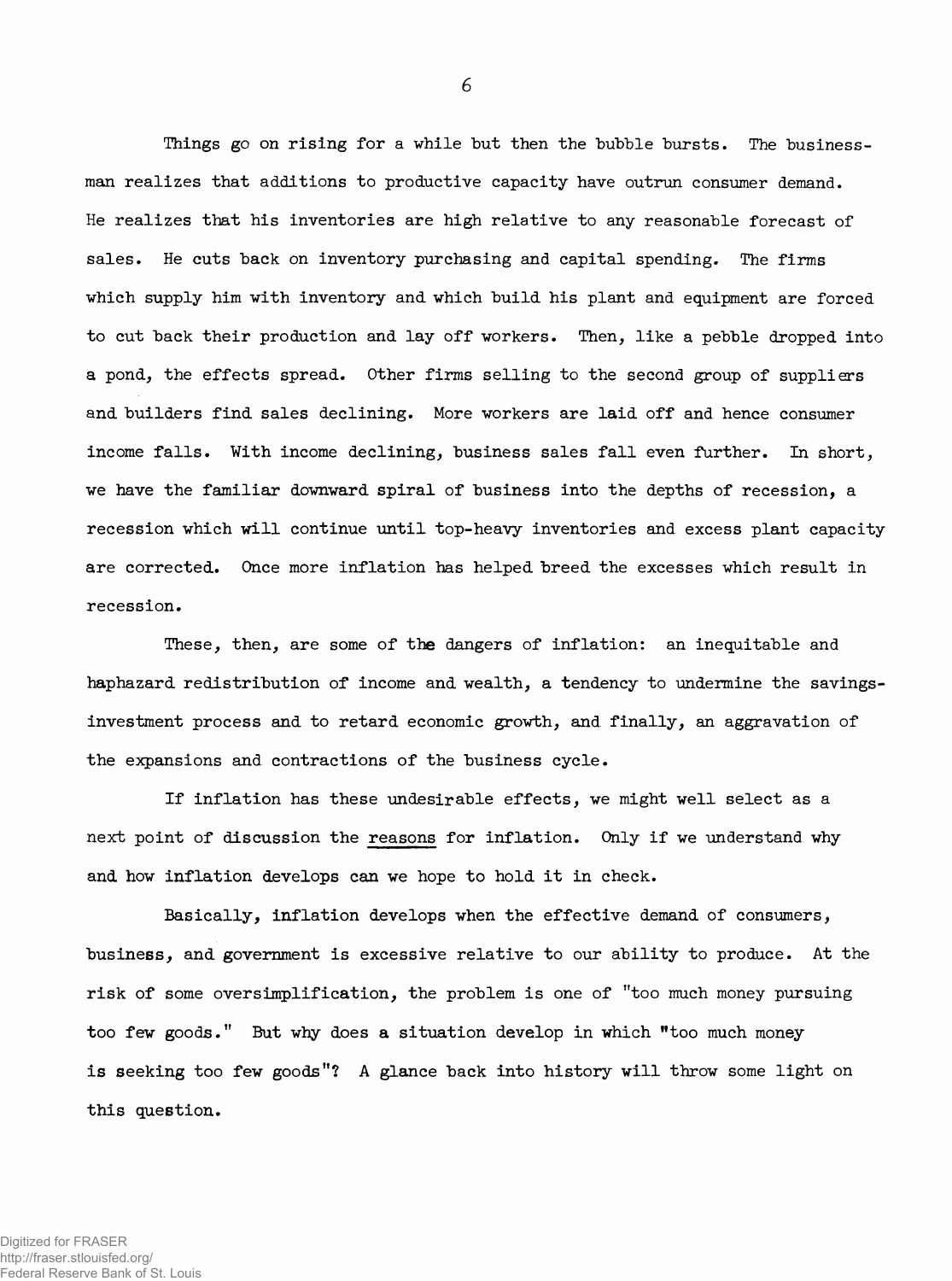Things go on rising for a while but then the bubble bursts. The businessman realizes that additions to productive capacity have outrun consumer demand. He realizes that his inventories are high relative to any reasonable forecast of sales. He cuts back on inventory purchasing and capital spending. The firms which supply him with inventory and which build his plant and equipment are forced to cut back their production and lay off workers. Then, like a pebble dropped into a pond, the effects spread. Other firms selling to the second group of suppliers and builders find sales declining. More workers are laid off and hence consumer income falls. With income declining, business sales fall even further. In short, we have the familiar downward spiral of business into the depths of recession, a recession which will continue until top-heavy inventories and excess plant capacity are corrected. Once more inflation has helped breed the excesses which result in recession.

These, then, are some of the dangers of inflation: an inequitable and haphazard redistribution of income and wealth, a tendency to undermine the savings-investment process and to retard economic growth, and finally, an aggravation of the expansions and contractions of the business cycle.

If inflation has these undesirable effects, we might well select as a next point of discussion the reasons for inflation. Only if we understand why and how inflation develops can we hope to hold it in check.

Basically, inflation develops when the effective demand of consumers, business, and government is excessive relative to our ability to produce. At the risk of some oversimplification, the problem is one of "too much money pursuing too few goods." But why does a situation develop in which "too much money is seeking too few goods"? A glance back into history will throw some light on this question.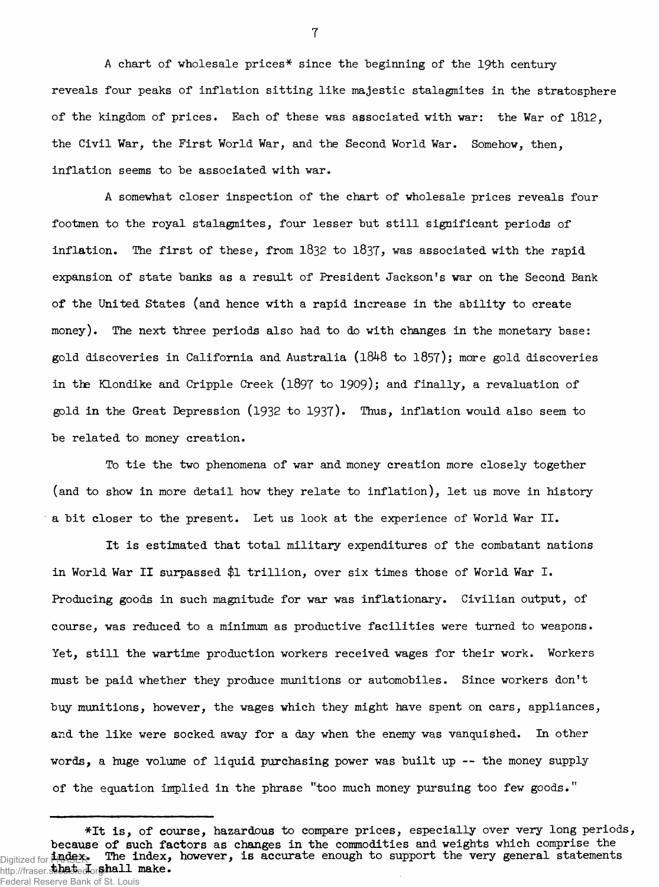A chart of wholesale prices* since the beginning of the 19th century reveals four peaks of inflation sitting like majestic stalagmites in the stratosphere of the kingdom of prices. Each of these was associated with war: the War of 1812, the Civil War, the First World War, and the Second World War. Somehow, then, inflation seems to be associated with war.

A somewhat closer inspection of the chart of wholesale prices reveals four footmen to the royal stalagmites, four lesser but still significant periods of inflation. The first of these, from 1832 to 1837, was associated with the rapid expansion of state banks as a result of President Jackson's war on the Second Bank of the United States (and hence with a rapid increase in the ability to create money). The next three periods also had to do with changes in the monetary base: gold discoveries in California and Australia (1848 to 1857); more gold discoveries in the Klondike and Cripple Creek (1897 to 1909); and finally, a revaluation of gold in the Great Depression (1932 to 1937). Thus, inflation would also seem to be related to money creation.

To tie the two phenomena of war and money creation more closely together (and to show in more detail how they relate to inflation), let us move in history a bit closer to the present. Let us look at the experience of World War II.

It is estimated that total military expenditures of the combatant nations in World War II surpassed $1 trillion, over six times those of World War I. Producing goods in such magnitude for war was inflationary. Civilian output, of course, was reduced to a minimum as productive facilities were turned to weapons. Yet, still the wartime production workers received wages for their work. Workers must be paid whether they produce munitions or automobiles. Since workers don't buy munitions, however, the wages which they might have spent on cars, appliances, and the like were socked away for a day when the enemy was vanquished. In other words, a huge volume of liquid purchasing power was built up -- the money supply of the equation implied in the phrase "too much money pursuing too few goods."

---

*It is, of course, hazardous to compare prices, especially over very long periods, because of such factors as changes in the commodities and weights which comprise the index. The index, however, is accurate enough to support the very general statements that I shall make.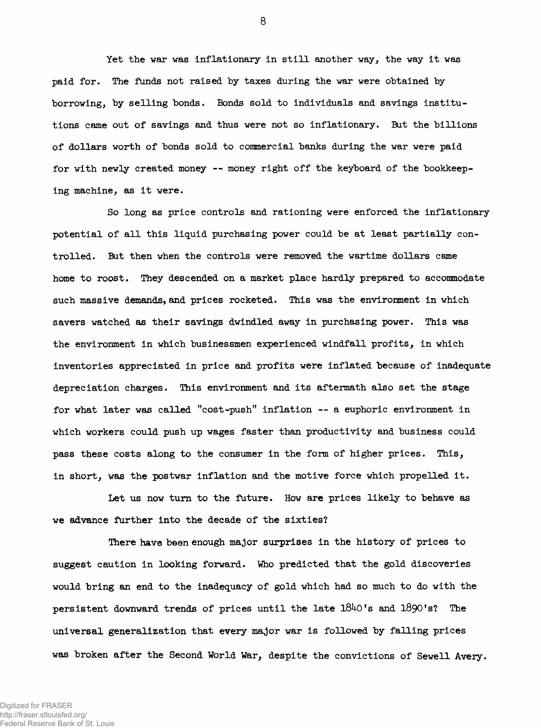Yet the war was inflationary in still another way, the way it was paid for. The funds not raised by taxes during the war were obtained by borrowing, by selling bonds. Bonds sold to individuals and savings institutions came out of savings and thus were not so inflationary. But the billions of dollars worth of bonds sold to commercial banks during the war were paid for with newly created money -- money right off the keyboard of the bookkeeping machine, as it were.

So long as price controls and rationing were enforced the inflationary potential of all this liquid purchasing power could be at least partially controlled. But then when the controls were removed the wartime dollars came home to roost. They descended on a market place hardly prepared to accommodate such massive demands, and prices rocketed. This was the environment in which savers watched as their savings dwindled away in purchasing power. This was the environment in which businessmen experienced windfall profits, in which inventories appreciated in price and profits were inflated because of inadequate depreciation charges. This environment and its aftermath also set the stage for what later was called "cost-push" inflation -- a euphoric environment in which workers could push up wages faster than productivity and business could pass these costs along to the consumer in the form of higher prices. This, in short, was the postwar inflation and the motive force which propelled it.

Let us now turn to the future. How are prices likely to behave as we advance further into the decade of the sixties?

There have been enough major surprises in the history of prices to suggest caution in looking forward. Who predicted that the gold discoveries would bring an end to the inadequacy of gold which had so much to do with the persistent downward trends of prices until the late 1840's and 1890's? The universal generalization that every major war is followed by falling prices was broken after the Second World War, despite the convictions of Sewell Avery.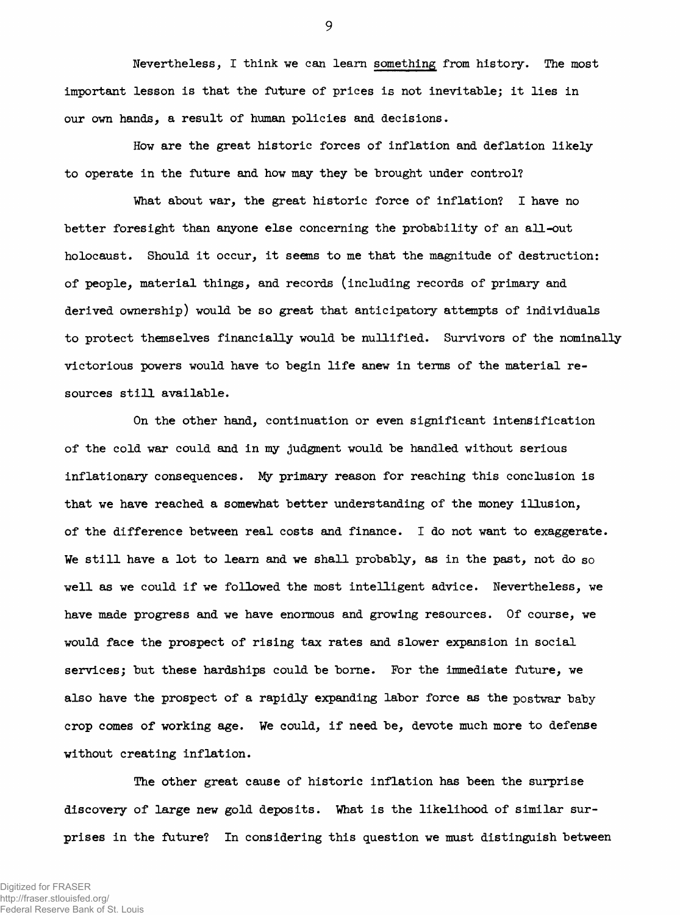Nevertheless, I think we can learn something from history. The most important lesson is that the future of prices is not inevitable; it lies in our own hands, a result of human policies and decisions.

How are the great historic forces of inflation and deflation likely to operate in the future and how may they be brought under control?

What about war, the great historic force of inflation? I have no better foresight than anyone else concerning the probability of an all-out holocaust. Should it occur, it seems to me that the magnitude of destruction: of people, material things, and records (including records of primary and derived ownership) would be so great that anticipatory attempts of individuals to protect themselves financially would be nullified. Survivors of the nominally victorious powers would have to begin life anew in terms of the material resources still available.

On the other hand, continuation or even significant intensification of the cold war could and in my judgment would be handled without serious inflationary consequences. My primary reason for reaching this conclusion is that we have reached a somewhat better understanding of the money illusion, of the difference between real costs and finance. I do not want to exaggerate. We still have a lot to learn and we shall probably, as in the past, not do so well as we could if we followed the most intelligent advice. Nevertheless, we have made progress and we have enormous and growing resources. Of course, we would face the prospect of rising tax rates and slower expansion in social services; but these hardships could be borne. For the immediate future, we also have the prospect of a rapidly expanding labor force as the postwar baby crop comes of working age. We could, if need be, devote much more to defense without creating inflation.

The other great cause of historic inflation has been the surprise discovery of large new gold deposits. What is the likelihood of similar surprises in the future? In considering this question we must distinguish between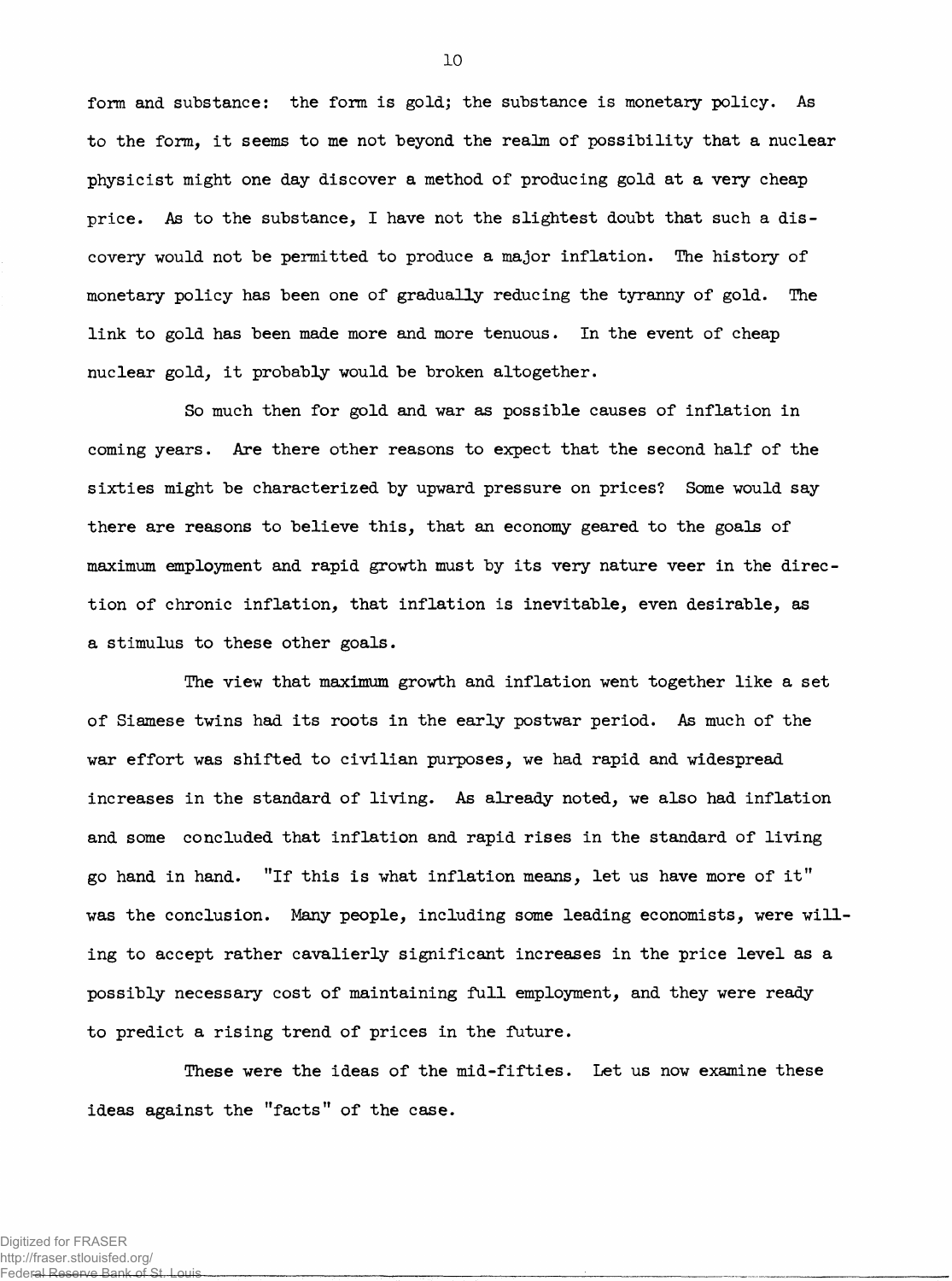form and substance: the form is gold; the substance is monetary policy. As to the form, it seems to me not beyond the realm of possibility that a nuclear physicist might one day discover a method of producing gold at a very cheap price. As to the substance, I have not the slightest doubt that such a discovery would not be permitted to produce a major inflation. The history of monetary policy has been one of gradually reducing the tyranny of gold. The link to gold has been made more and more tenuous. In the event of cheap nuclear gold, it probably would be broken altogether.

So much then for gold and war as possible causes of inflation in coming years. Are there other reasons to expect that the second half of the sixties might be characterized by upward pressure on prices? Some would say there are reasons to believe this, that an economy geared to the goals of maximum employment and rapid growth must by its very nature veer in the direction of chronic inflation, that inflation is inevitable, even desirable, as a stimulus to these other goals.

The view that maximum growth and inflation went together like a set of Siamese twins had its roots in the early postwar period. As much of the war effort was shifted to civilian purposes, we had rapid and widespread increases in the standard of living. As already noted, we also had inflation and some concluded that inflation and rapid rises in the standard of living go hand in hand. "If this is what inflation means, let us have more of it" was the conclusion. Many people, including some leading economists, were willing to accept rather cavalierly significant increases in the price level as a possibly necessary cost of maintaining full employment, and they were ready to predict a rising trend of prices in the future.

These were the ideas of the mid-fifties. Let us now examine these ideas against the "facts" of the case.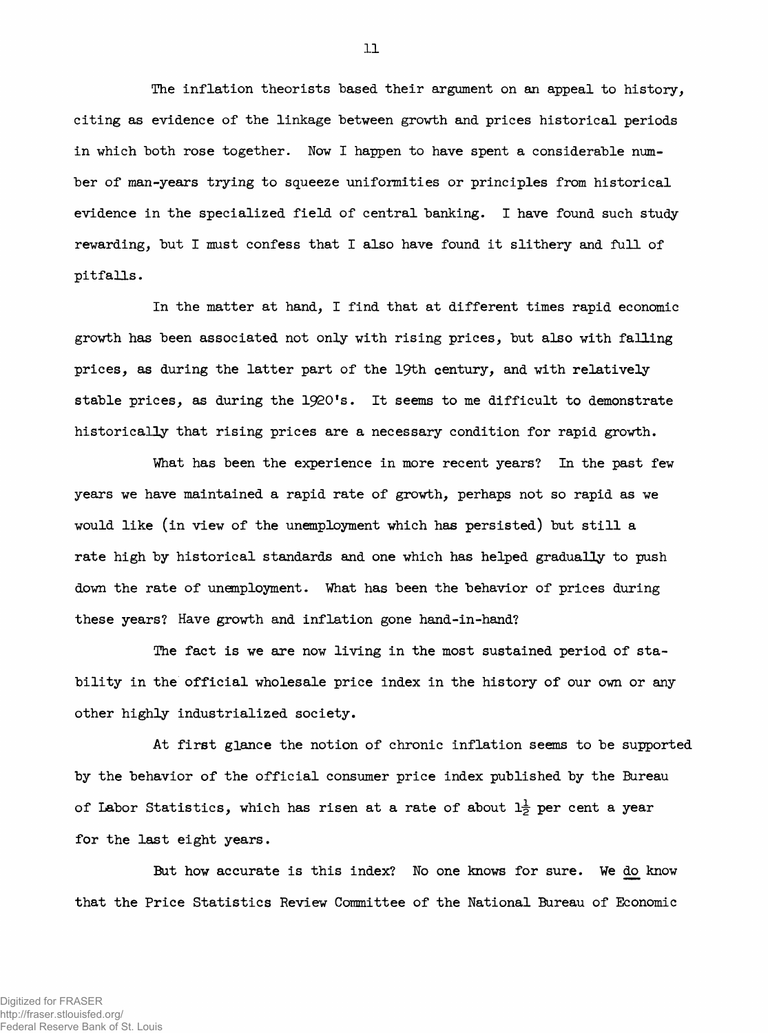The inflation theorists based their argument on an appeal to history, citing as evidence of the linkage between growth and prices historical periods in which both rose together. Now I happen to have spent a considerable number of man-years trying to squeeze uniformities or principles from historical evidence in the specialized field of central banking. I have found such study rewarding, but I must confess that I also have found it slithery and full of pitfalls.

In the matter at hand, I find that at different times rapid economic growth has been associated not only with rising prices, but also with falling prices, as during the latter part of the 19th century, and with relatively stable prices, as during the 1920's. It seems to me difficult to demonstrate historically that rising prices are a necessary condition for rapid growth.

What has been the experience in more recent years? In the past few years we have maintained a rapid rate of growth, perhaps not so rapid as we would like (in view of the unemployment which has persisted) but still a rate high by historical standards and one which has helped gradually to push down the rate of unemployment. What has been the behavior of prices during these years? Have growth and inflation gone hand-in-hand?

The fact is we are now living in the most sustained period of stability in the official wholesale price index in the history of our own or any other highly industrialized society.

At first glance the notion of chronic inflation seems to be supported by the behavior of the official consumer price index published by the Bureau of Labor Statistics, which has risen at a rate of about $1\frac{1}{2}$ per cent a year for the last eight years.

But how accurate is this index? No one knows for sure. We <u>do</u> know that the Price Statistics Review Committee of the National Bureau of Economic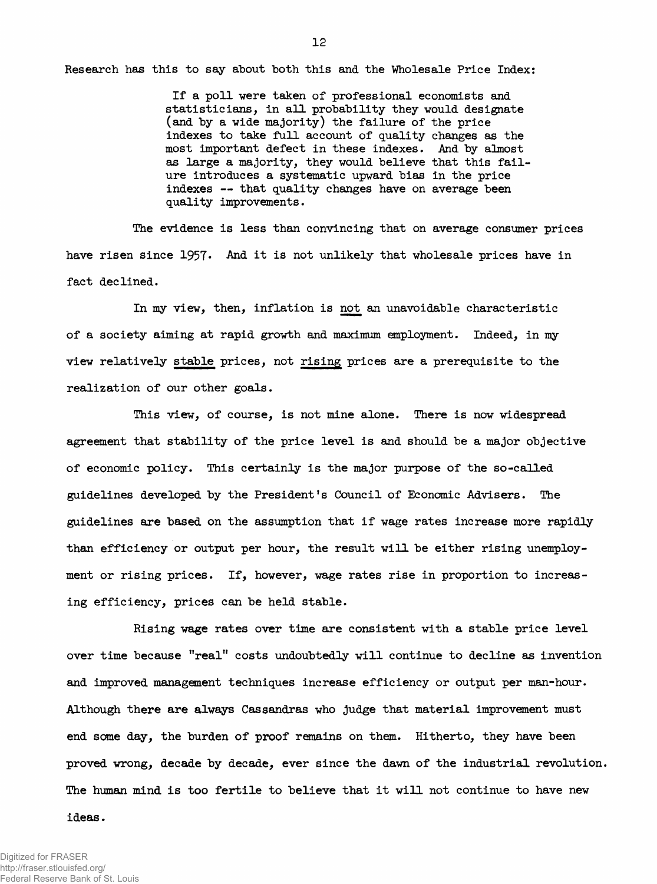Research has this to say about both this and the Wholesale Price Index:

> If a poll were taken of professional economists and statisticians, in all probability they would designate (and by a wide majority) the failure of the price indexes to take full account of quality changes as the most important defect in these indexes. And by almost as large a majority, they would believe that this failure introduces a systematic upward bias in the price indexes -- that quality changes have on average been quality improvements.

The evidence is less than convincing that on average consumer prices have risen since 1957. And it is not unlikely that wholesale prices have in fact declined.

In my view, then, inflation is <u>not</u> an unavoidable characteristic of a society aiming at rapid growth and maximum employment. Indeed, in my view relatively <u>stable</u> prices, not <u>rising</u> prices are a prerequisite to the realization of our other goals.

This view, of course, is not mine alone. There is now widespread agreement that stability of the price level is and should be a major objective of economic policy. This certainly is the major purpose of the so-called guidelines developed by the President's Council of Economic Advisers. The guidelines are based on the assumption that if wage rates increase more rapidly than efficiency or output per hour, the result will be either rising unemployment or rising prices. If, however, wage rates rise in proportion to increasing efficiency, prices can be held stable.

Rising wage rates over time are consistent with a stable price level over time because "real" costs undoubtedly will continue to decline as invention and improved management techniques increase efficiency or output per man-hour. Although there are always Cassandras who judge that material improvement must end some day, the burden of proof remains on them. Hitherto, they have been proved wrong, decade by decade, ever since the dawn of the industrial revolution. The human mind is too fertile to believe that it will not continue to have new ideas.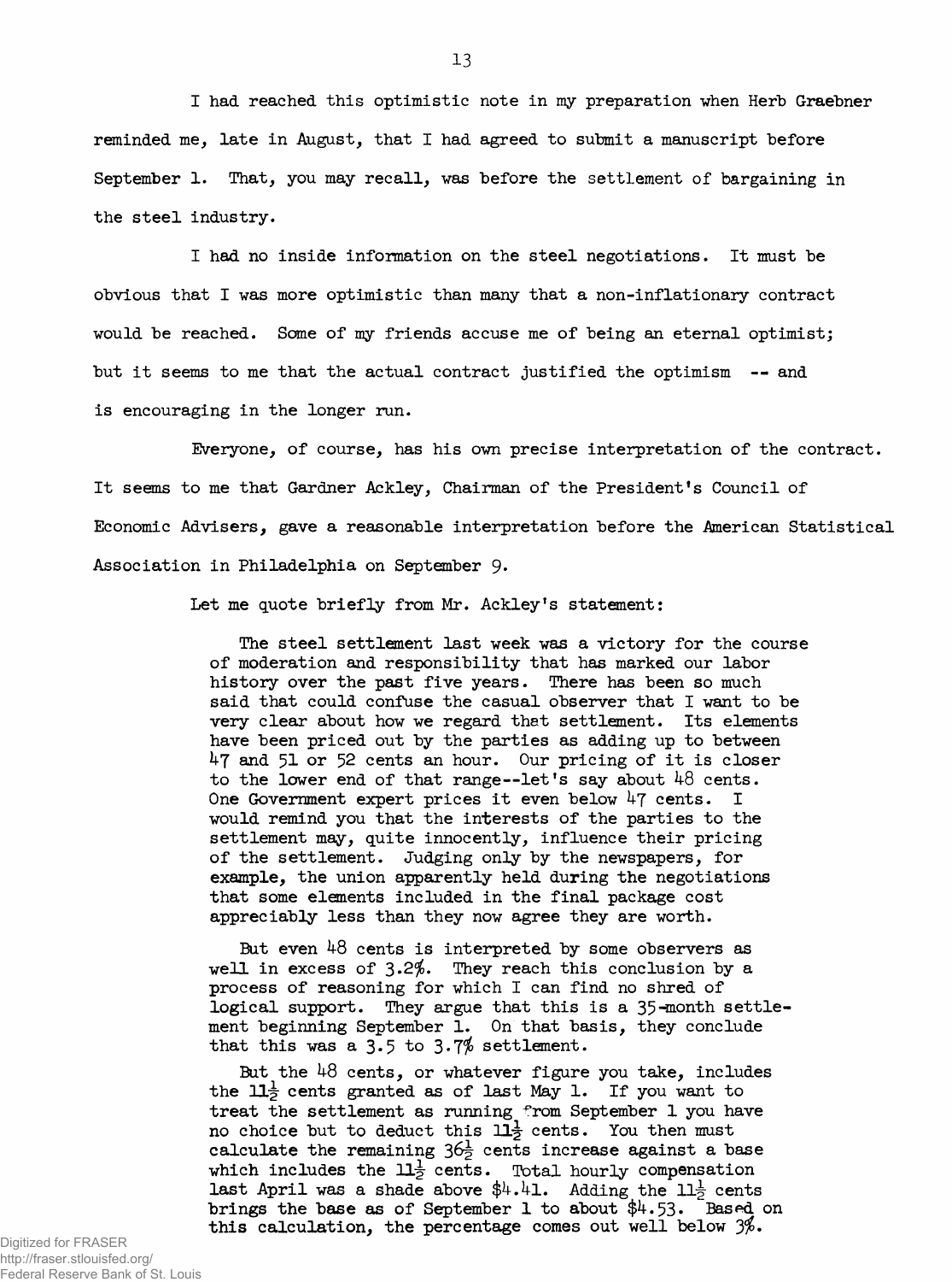I had reached this optimistic note in my preparation when Herb Graebner reminded me, late in August, that I had agreed to submit a manuscript before September 1. That, you may recall, was before the settlement of bargaining in the steel industry.

I had no inside information on the steel negotiations. It must be obvious that I was more optimistic than many that a non-inflationary contract would be reached. Some of my friends accuse me of being an eternal optimist; but it seems to me that the actual contract justified the optimism -- and is encouraging in the longer run.

Everyone, of course, has his own precise interpretation of the contract. It seems to me that Gardner Ackley, Chairman of the President's Council of Economic Advisers, gave a reasonable interpretation before the American Statistical Association in Philadelphia on September 9.

Let me quote briefly from Mr. Ackley's statement:

> The steel settlement last week was a victory for the course of moderation and responsibility that has marked our labor history over the past five years. There has been so much said that could confuse the casual observer that I want to be very clear about how we regard that settlement. Its elements have been priced out by the parties as adding up to between 47 and 51 or 52 cents an hour. Our pricing of it is closer to the lower end of that range--let's say about 48 cents. One Government expert prices it even below 47 cents. I would remind you that the interests of the parties to the settlement may, quite innocently, influence their pricing of the settlement. Judging only by the newspapers, for example, the union apparently held during the negotiations that some elements included in the final package cost appreciably less than they now agree they are worth.
>
> But even 48 cents is interpreted by some observers as well in excess of 3.2%. They reach this conclusion by a process of reasoning for which I can find no shred of logical support. They argue that this is a 35-month settlement beginning September 1. On that basis, they conclude that this was a 3.5 to 3.7% settlement.
>
> But the 48 cents, or whatever figure you take, includes the 11½ cents granted as of last May 1. If you want to treat the settlement as running from September 1 you have no choice but to deduct this 11½ cents. You then must calculate the remaining 36½ cents increase against a base which includes the 11½ cents. Total hourly compensation last April was a shade above $4.41. Adding the 11½ cents brings the base as of September 1 to about $4.53. Based on this calculation, the percentage comes out well below 3%.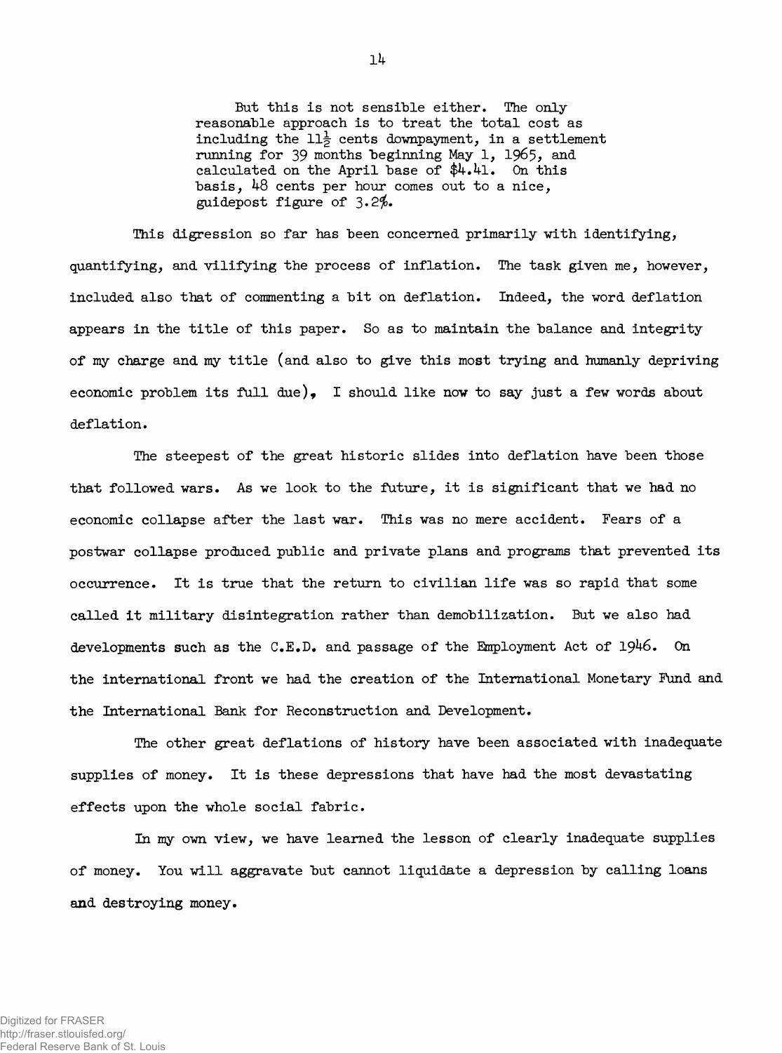> But this is not sensible either. The only reasonable approach is to treat the total cost as including the $11\frac{1}{2}$ cents downpayment, in a settlement running for 39 months beginning May 1, 1965, and calculated on the April base of $4.41. On this basis, 48 cents per hour comes out to a nice, guidepost figure of 3.2%.

This digression so far has been concerned primarily with identifying, quantifying, and vilifying the process of inflation. The task given me, however, included also that of commenting a bit on deflation. Indeed, the word deflation appears in the title of this paper. So as to maintain the balance and integrity of my charge and my title (and also to give this most trying and humanly depriving economic problem its full due), I should like now to say just a few words about deflation.

The steepest of the great historic slides into deflation have been those that followed wars. As we look to the future, it is significant that we had no economic collapse after the last war. This was no mere accident. Fears of a postwar collapse produced public and private plans and programs that prevented its occurrence. It is true that the return to civilian life was so rapid that some called it military disintegration rather than demobilization. But we also had developments such as the C.E.D. and passage of the Employment Act of 1946. On the international front we had the creation of the International Monetary Fund and the International Bank for Reconstruction and Development.

The other great deflations of history have been associated with inadequate supplies of money. It is these depressions that have had the most devastating effects upon the whole social fabric.

In my own view, we have learned the lesson of clearly inadequate supplies of money. You will aggravate but cannot liquidate a depression by calling loans and destroying money.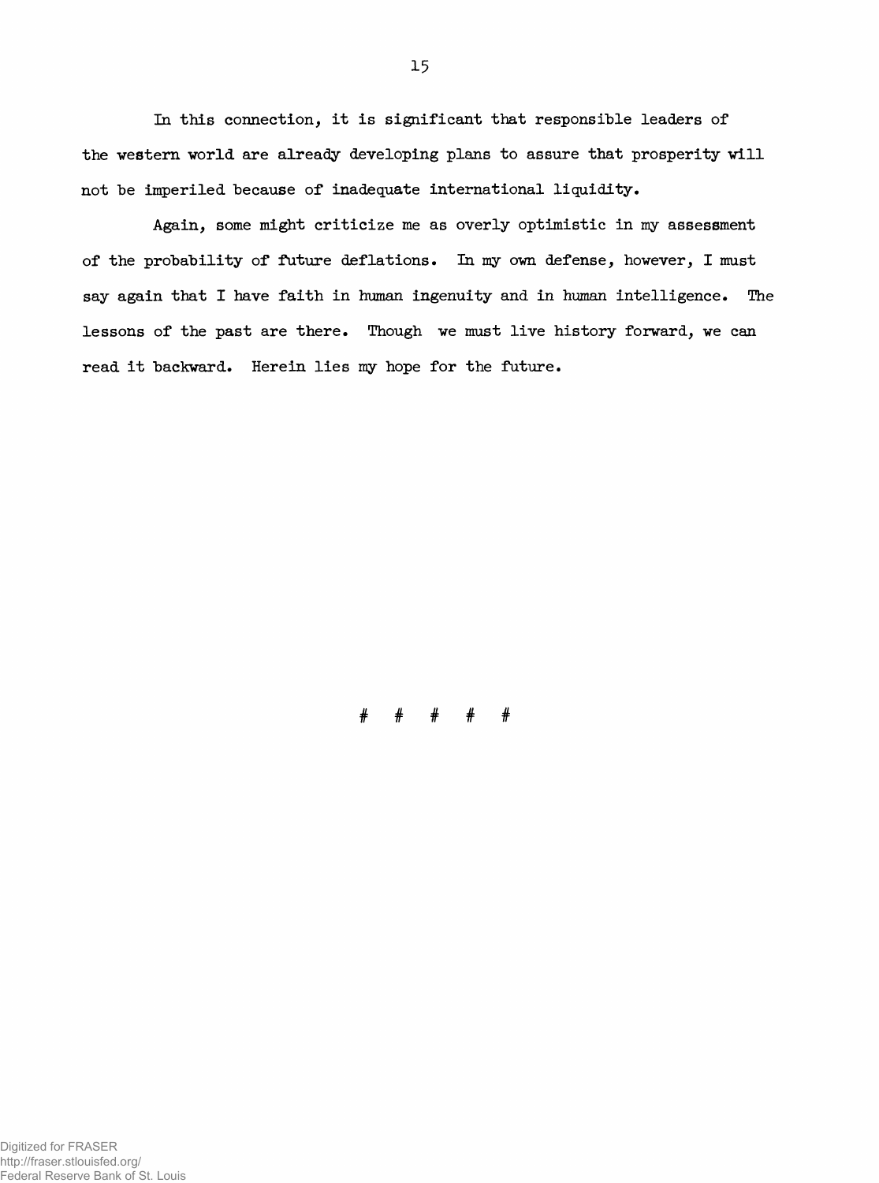In this connection, it is significant that responsible leaders of the western world are already developing plans to assure that prosperity will not be imperiled because of inadequate international liquidity.

Again, some might criticize me as overly optimistic in my assessment of the probability of future deflations. In my own defense, however, I must say again that I have faith in human ingenuity and in human intelligence. The lessons of the past are there. Though we must live history forward, we can read it backward. Herein lies my hope for the future.

# # # # #